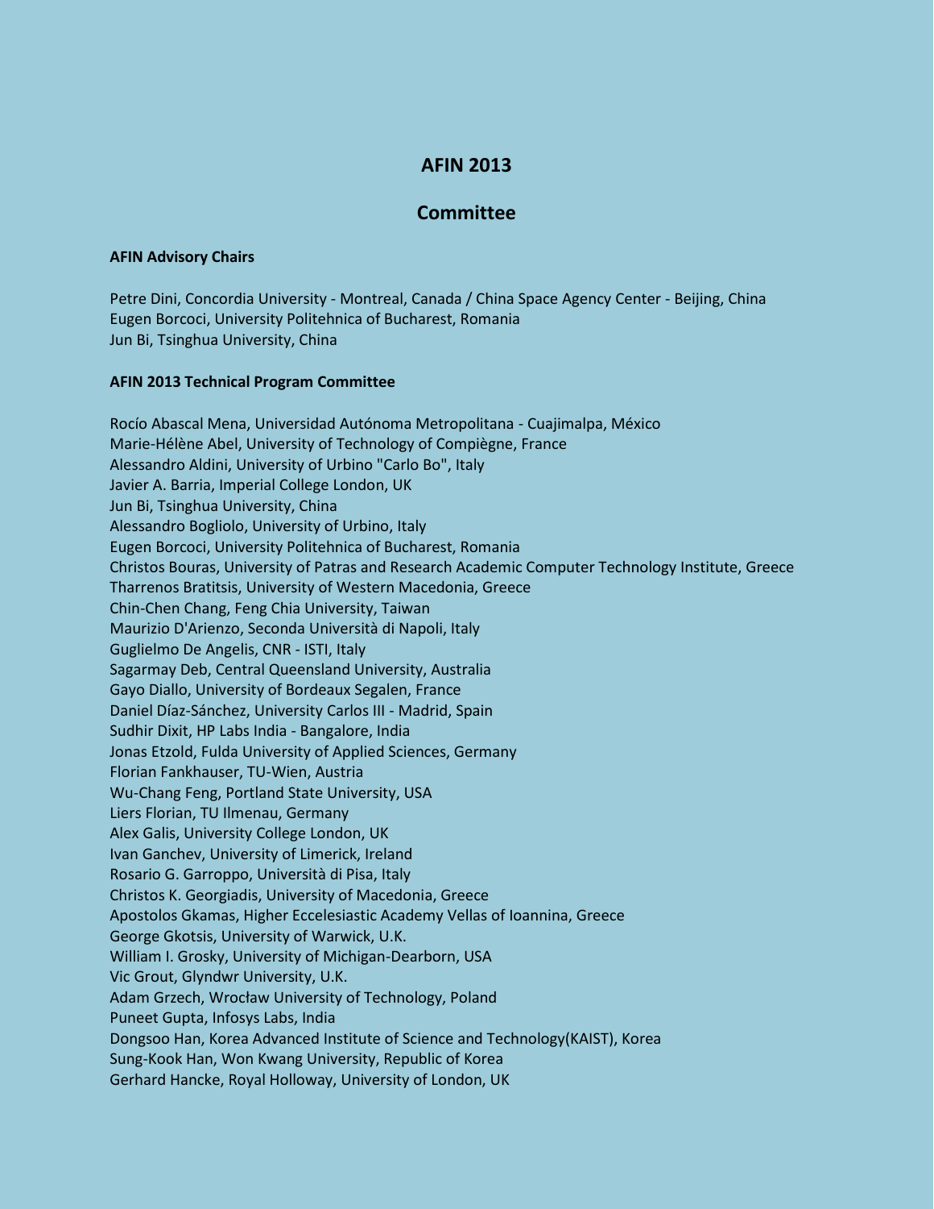# AFIN 2013

## Committee

**AFIN Advisory Chairs**

Petre Dini, Concordia University - Montreal, Canada / China Space Agency Center - Beijing, China
Eugen Borcoci, University Politehnica of Bucharest, Romania
Jun Bi, Tsinghua University, China

**AFIN 2013 Technical Program Committee**

Rocío Abascal Mena, Universidad Autónoma Metropolitana - Cuajimalpa, México
Marie-Hélène Abel, University of Technology of Compiègne, France
Alessandro Aldini, University of Urbino "Carlo Bo", Italy
Javier A. Barria, Imperial College London, UK
Jun Bi, Tsinghua University, China
Alessandro Bogliolo, University of Urbino, Italy
Eugen Borcoci, University Politehnica of Bucharest, Romania
Christos Bouras, University of Patras and Research Academic Computer Technology Institute, Greece
Tharrenos Bratitsis, University of Western Macedonia, Greece
Chin-Chen Chang, Feng Chia University, Taiwan
Maurizio D'Arienzo, Seconda Università di Napoli, Italy
Guglielmo De Angelis, CNR - ISTI, Italy
Sagarmay Deb, Central Queensland University, Australia
Gayo Diallo, University of Bordeaux Segalen, France
Daniel Díaz-Sánchez, University Carlos III - Madrid, Spain
Sudhir Dixit, HP Labs India - Bangalore, India
Jonas Etzold, Fulda University of Applied Sciences, Germany
Florian Fankhauser, TU-Wien, Austria
Wu-Chang Feng, Portland State University, USA
Liers Florian, TU Ilmenau, Germany
Alex Galis, University College London, UK
Ivan Ganchev, University of Limerick, Ireland
Rosario G. Garroppo, Università di Pisa, Italy
Christos K. Georgiadis, University of Macedonia, Greece
Apostolos Gkamas, Higher Eccelesiastic Academy Vellas of Ioannina, Greece
George Gkotsis, University of Warwick, U.K.
William I. Grosky, University of Michigan-Dearborn, USA
Vic Grout, Glyndwr University, U.K.
Adam Grzech, Wrocław University of Technology, Poland
Puneet Gupta, Infosys Labs, India
Dongsoo Han, Korea Advanced Institute of Science and Technology(KAIST), Korea
Sung-Kook Han, Won Kwang University, Republic of Korea
Gerhard Hancke, Royal Holloway, University of London, UK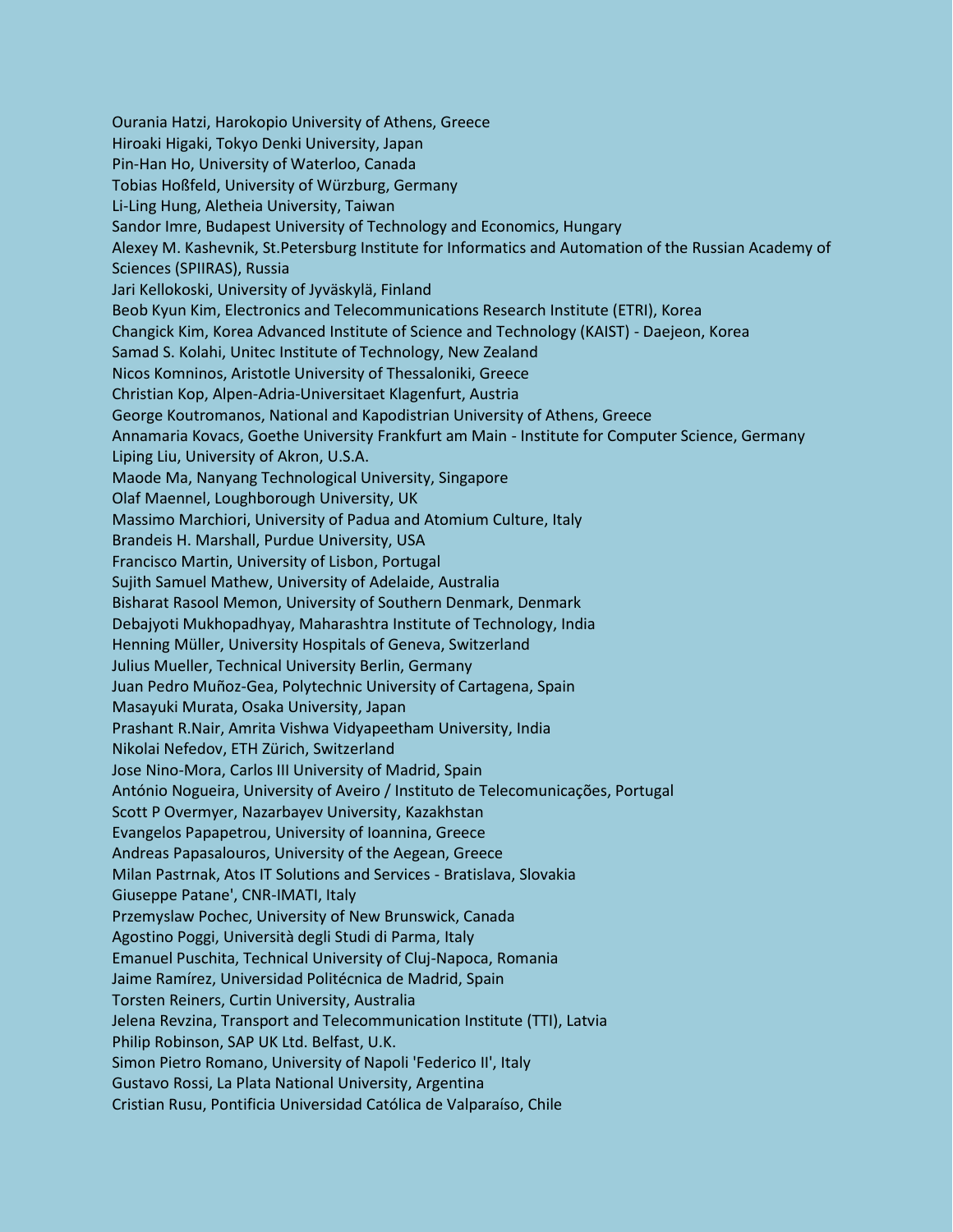Ourania Hatzi, Harokopio University of Athens, Greece
Hiroaki Higaki, Tokyo Denki University, Japan
Pin-Han Ho, University of Waterloo, Canada
Tobias Hoßfeld, University of Würzburg, Germany
Li-Ling Hung, Aletheia University, Taiwan
Sandor Imre, Budapest University of Technology and Economics, Hungary
Alexey M. Kashevnik, St.Petersburg Institute for Informatics and Automation of the Russian Academy of Sciences (SPIIRAS), Russia
Jari Kellokoski, University of Jyväskylä, Finland
Beob Kyun Kim, Electronics and Telecommunications Research Institute (ETRI), Korea
Changick Kim, Korea Advanced Institute of Science and Technology (KAIST) - Daejeon, Korea
Samad S. Kolahi, Unitec Institute of Technology, New Zealand
Nicos Komninos, Aristotle University of Thessaloniki, Greece
Christian Kop, Alpen-Adria-Universitaet Klagenfurt, Austria
George Koutromanos, National and Kapodistrian University of Athens, Greece
Annamaria Kovacs, Goethe University Frankfurt am Main - Institute for Computer Science, Germany
Liping Liu, University of Akron, U.S.A.
Maode Ma, Nanyang Technological University, Singapore
Olaf Maennel, Loughborough University, UK
Massimo Marchiori, University of Padua and Atomium Culture, Italy
Brandeis H. Marshall, Purdue University, USA
Francisco Martin, University of Lisbon, Portugal
Sujith Samuel Mathew, University of Adelaide, Australia
Bisharat Rasool Memon, University of Southern Denmark, Denmark
Debajyoti Mukhopadhyay, Maharashtra Institute of Technology, India
Henning Müller, University Hospitals of Geneva, Switzerland
Julius Mueller, Technical University Berlin, Germany
Juan Pedro Muñoz-Gea, Polytechnic University of Cartagena, Spain
Masayuki Murata, Osaka University, Japan
Prashant R.Nair, Amrita Vishwa Vidyapeetham University, India
Nikolai Nefedov, ETH Zürich, Switzerland
Jose Nino-Mora, Carlos III University of Madrid, Spain
António Nogueira, University of Aveiro / Instituto de Telecomunicações, Portugal
Scott P Overmyer, Nazarbayev University, Kazakhstan
Evangelos Papapetrou, University of Ioannina, Greece
Andreas Papasalouros, University of the Aegean, Greece
Milan Pastrnak, Atos IT Solutions and Services - Bratislava, Slovakia
Giuseppe Patane', CNR-IMATI, Italy
Przemyslaw Pochec, University of New Brunswick, Canada
Agostino Poggi, Università degli Studi di Parma, Italy
Emanuel Puschita, Technical University of Cluj-Napoca, Romania
Jaime Ramírez, Universidad Politécnica de Madrid, Spain
Torsten Reiners, Curtin University, Australia
Jelena Revzina, Transport and Telecommunication Institute (TTI), Latvia
Philip Robinson, SAP UK Ltd. Belfast, U.K.
Simon Pietro Romano, University of Napoli 'Federico II', Italy
Gustavo Rossi, La Plata National University, Argentina
Cristian Rusu, Pontificia Universidad Católica de Valparaíso, Chile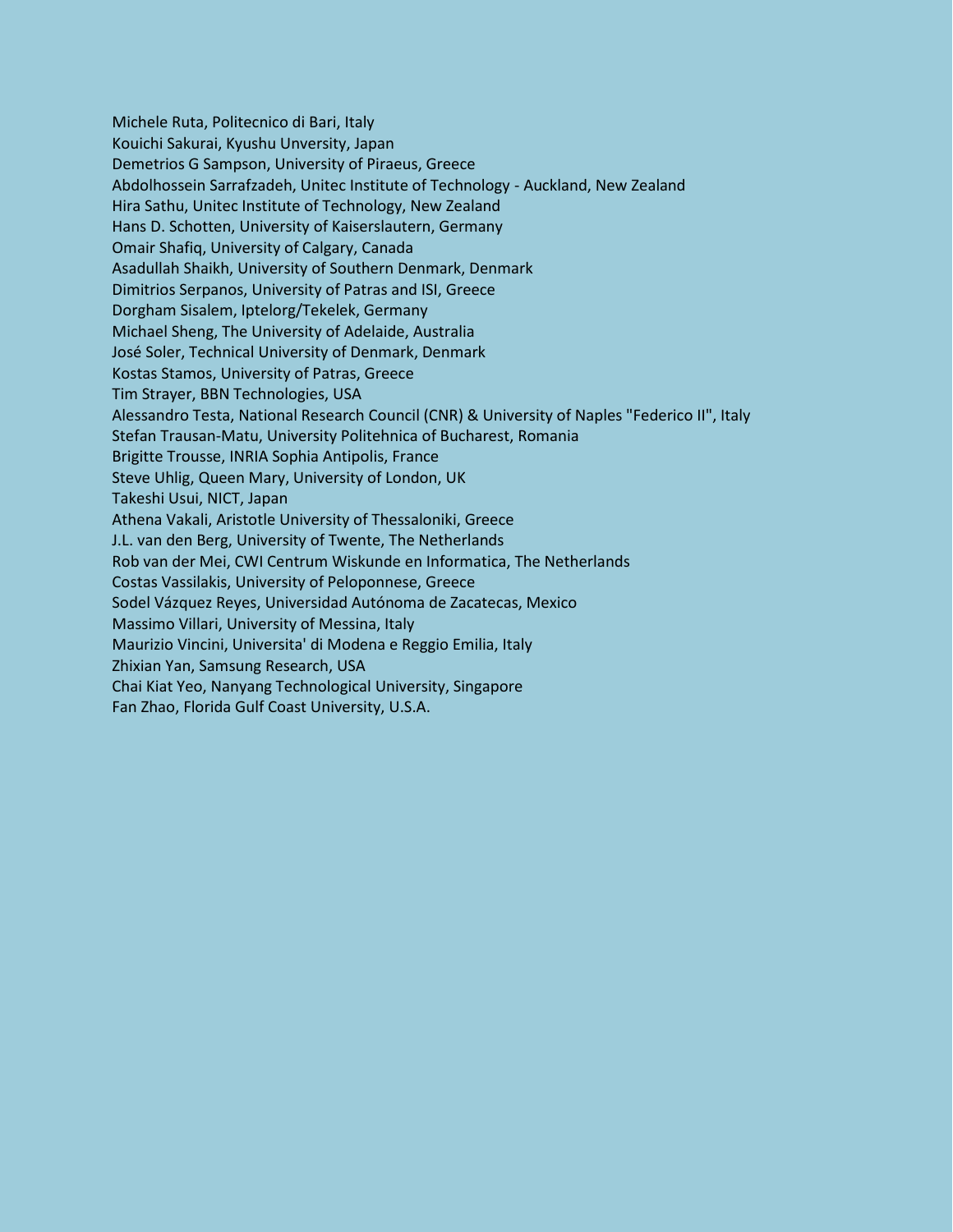Michele Ruta, Politecnico di Bari, Italy
Kouichi Sakurai, Kyushu Unversity, Japan
Demetrios G Sampson, University of Piraeus, Greece
Abdolhossein Sarrafzadeh, Unitec Institute of Technology - Auckland, New Zealand
Hira Sathu, Unitec Institute of Technology, New Zealand
Hans D. Schotten, University of Kaiserslautern, Germany
Omair Shafiq, University of Calgary, Canada
Asadullah Shaikh, University of Southern Denmark, Denmark
Dimitrios Serpanos, University of Patras and ISI, Greece
Dorgham Sisalem, Iptelorg/Tekelek, Germany
Michael Sheng, The University of Adelaide, Australia
José Soler, Technical University of Denmark, Denmark
Kostas Stamos, University of Patras, Greece
Tim Strayer, BBN Technologies, USA
Alessandro Testa, National Research Council (CNR) & University of Naples "Federico II", Italy
Stefan Trausan-Matu, University Politehnica of Bucharest, Romania
Brigitte Trousse, INRIA Sophia Antipolis, France
Steve Uhlig, Queen Mary, University of London, UK
Takeshi Usui, NICT, Japan
Athena Vakali, Aristotle University of Thessaloniki, Greece
J.L. van den Berg, University of Twente, The Netherlands
Rob van der Mei, CWI Centrum Wiskunde en Informatica, The Netherlands
Costas Vassilakis, University of Peloponnese, Greece
Sodel Vázquez Reyes, Universidad Autónoma de Zacatecas, Mexico
Massimo Villari, University of Messina, Italy
Maurizio Vincini, Universita' di Modena e Reggio Emilia, Italy
Zhixian Yan, Samsung Research, USA
Chai Kiat Yeo, Nanyang Technological University, Singapore
Fan Zhao, Florida Gulf Coast University, U.S.A.